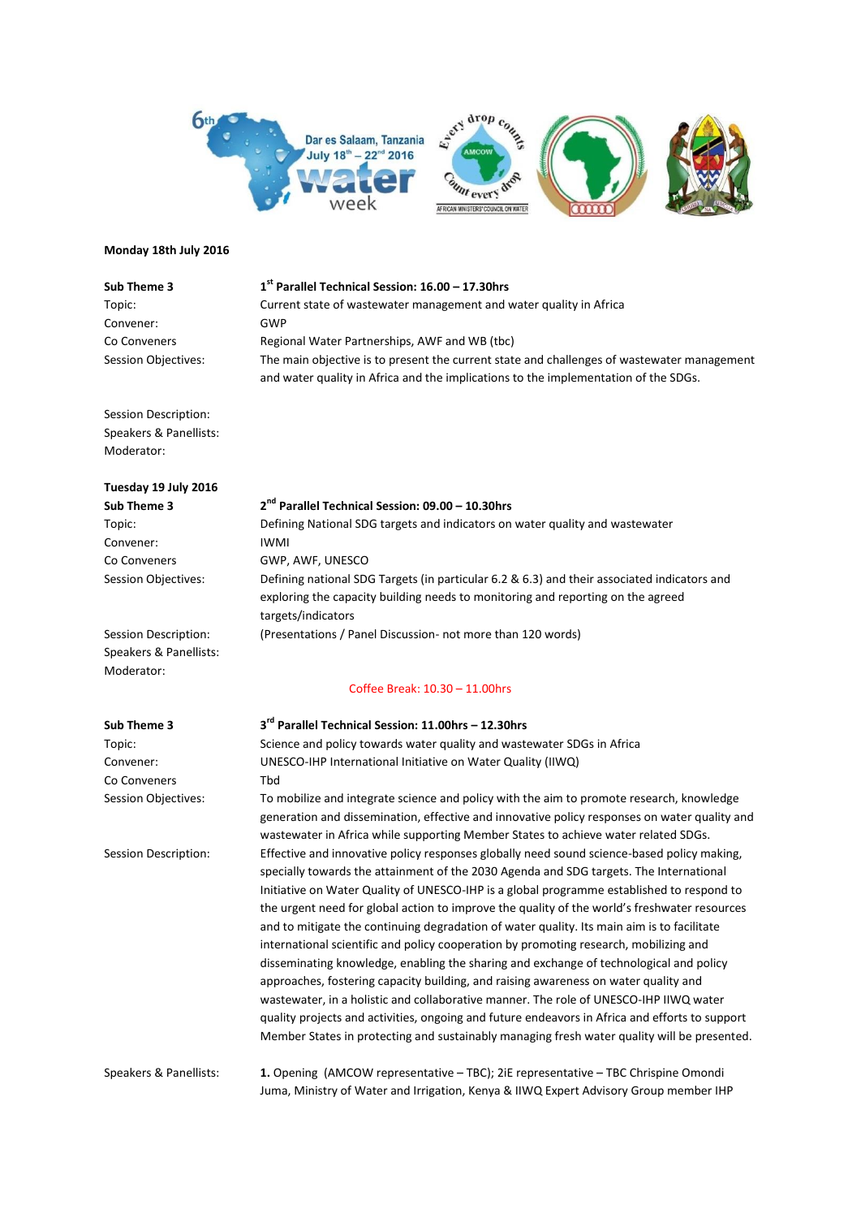**Monday 18th July 2016**

| | |
|---|---|
| **Sub Theme 3** | **1st Parallel Technical Session: 16.00 – 17.30hrs** |
| Topic: | Current state of wastewater management and water quality in Africa |
| Convener: | GWP |
| Co Conveners | Regional Water Partnerships, AWF and WB (tbc) |
| Session Objectives: | The main objective is to present the current state and challenges of wastewater management and water quality in Africa and the implications to the implementation of the SDGs. |
| Session Description: | |
| Speakers & Panellists: | |
| Moderator: | |

**Tuesday 19 July 2016**

| | |
|---|---|
| **Sub Theme 3** | **2nd Parallel Technical Session: 09.00 – 10.30hrs** |
| Topic: | Defining National SDG targets and indicators on water quality and wastewater |
| Convener: | IWMI |
| Co Conveners | GWP, AWF, UNESCO |
| Session Objectives: | Defining national SDG Targets (in particular 6.2 & 6.3) and their associated indicators and exploring the capacity building needs to monitoring and reporting on the agreed targets/indicators |
| Session Description: | (Presentations / Panel Discussion- not more than 120 words) |
| Speakers & Panellists: | |
| Moderator: | |

Coffee Break: 10.30 – 11.00hrs

| | |
|---|---|
| **Sub Theme 3** | **3rd Parallel Technical Session: 11.00hrs – 12.30hrs** |
| Topic: | Science and policy towards water quality and wastewater SDGs in Africa |
| Convener: | UNESCO-IHP International Initiative on Water Quality (IIWQ) |
| Co Conveners | Tbd |
| Session Objectives: | To mobilize and integrate science and policy with the aim to promote research, knowledge generation and dissemination, effective and innovative policy responses on water quality and wastewater in Africa while supporting Member States to achieve water related SDGs. |
| Session Description: | Effective and innovative policy responses globally need sound science-based policy making, specially towards the attainment of the 2030 Agenda and SDG targets. The International Initiative on Water Quality of UNESCO-IHP is a global programme established to respond to the urgent need for global action to improve the quality of the world's freshwater resources and to mitigate the continuing degradation of water quality. Its main aim is to facilitate international scientific and policy cooperation by promoting research, mobilizing and disseminating knowledge, enabling the sharing and exchange of technological and policy approaches, fostering capacity building, and raising awareness on water quality and wastewater, in a holistic and collaborative manner. The role of UNESCO-IHP IIWQ water quality projects and activities, ongoing and future endeavors in Africa and efforts to support Member States in protecting and sustainably managing fresh water quality will be presented. |
| Speakers & Panellists: | **1.** Opening (AMCOW representative – TBC); 2iE representative – TBC Chrispine Omondi Juma, Ministry of Water and Irrigation, Kenya & IIWQ Expert Advisory Group member IHP |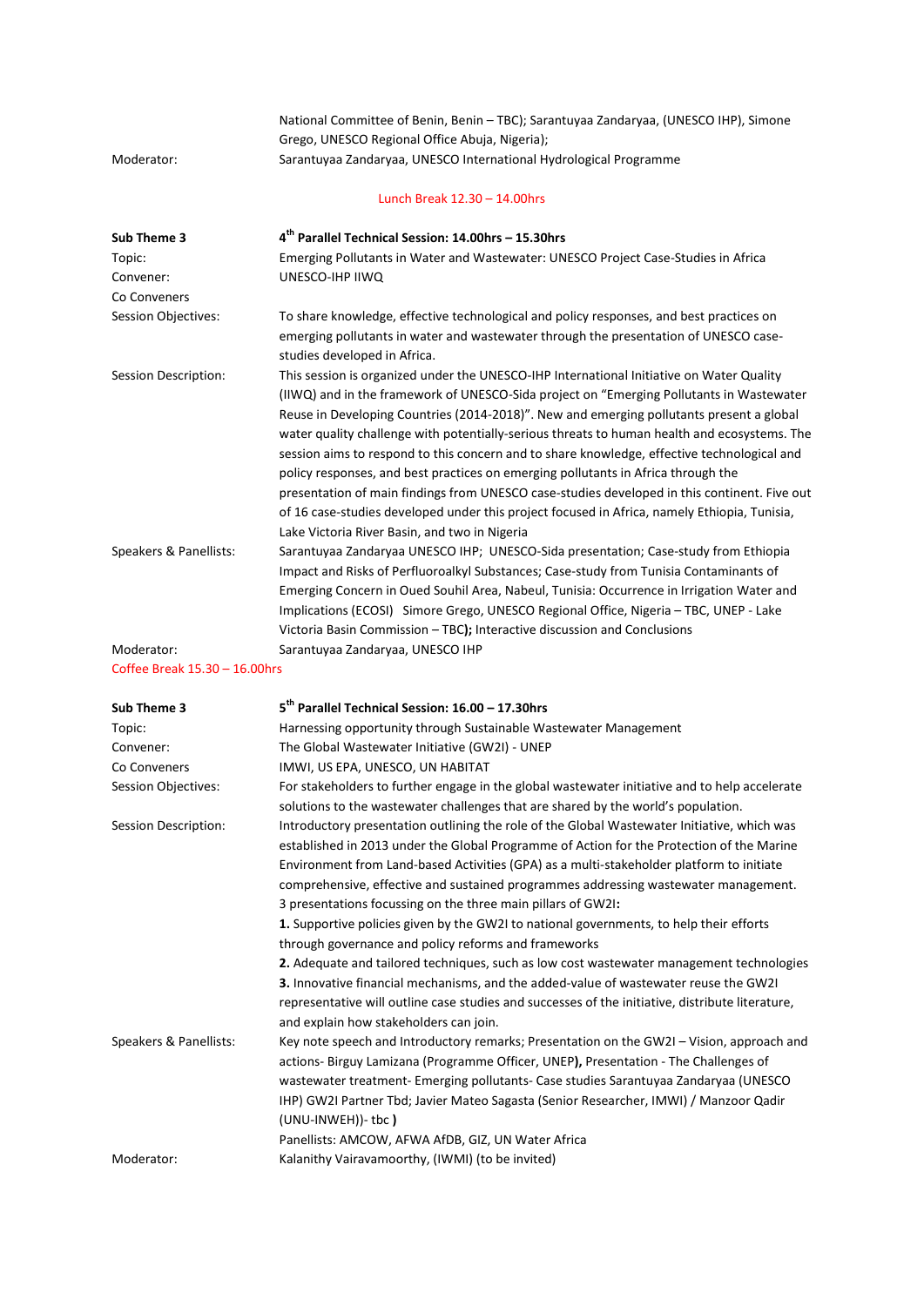| | |
|---|---|
| | National Committee of Benin, Benin – TBC); Sarantuyaa Zandaryaa, (UNESCO IHP), Simone Grego, UNESCO Regional Office Abuja, Nigeria); |
| Moderator: | Sarantuyaa Zandaryaa, UNESCO International Hydrological Programme |

Lunch Break 12.30 – 14.00hrs

| | |
|---|---|
| **Sub Theme 3** | **4th Parallel Technical Session: 14.00hrs – 15.30hrs** |
| Topic: | Emerging Pollutants in Water and Wastewater: UNESCO Project Case-Studies in Africa |
| Convener: | UNESCO-IHP IIWQ |
| Co Conveners | |
| Session Objectives: | To share knowledge, effective technological and policy responses, and best practices on emerging pollutants in water and wastewater through the presentation of UNESCO case-studies developed in Africa. |
| Session Description: | This session is organized under the UNESCO-IHP International Initiative on Water Quality (IIWQ) and in the framework of UNESCO-Sida project on "Emerging Pollutants in Wastewater Reuse in Developing Countries (2014-2018)". New and emerging pollutants present a global water quality challenge with potentially-serious threats to human health and ecosystems. The session aims to respond to this concern and to share knowledge, effective technological and policy responses, and best practices on emerging pollutants in Africa through the presentation of main findings from UNESCO case-studies developed in this continent. Five out of 16 case-studies developed under this project focused in Africa, namely Ethiopia, Tunisia, Lake Victoria River Basin, and two in Nigeria |
| Speakers & Panellists: | Sarantuyaa Zandaryaa UNESCO IHP; UNESCO-Sida presentation; Case-study from Ethiopia Impact and Risks of Perfluoroalkyl Substances; Case-study from Tunisia Contaminants of Emerging Concern in Oued Souhil Area, Nabeul, Tunisia: Occurrence in Irrigation Water and Implications (ECOSI) Simore Grego, UNESCO Regional Office, Nigeria – TBC, UNEP - Lake Victoria Basin Commission – TBC**);** Interactive discussion and Conclusions |
| Moderator: | Sarantuyaa Zandaryaa, UNESCO IHP |

Coffee Break 15.30 – 16.00hrs

| | |
|---|---|
| **Sub Theme 3** | **5th Parallel Technical Session: 16.00 – 17.30hrs** |
| Topic: | Harnessing opportunity through Sustainable Wastewater Management |
| Convener: | The Global Wastewater Initiative (GW2I) - UNEP |
| Co Conveners | IMWI, US EPA, UNESCO, UN HABITAT |
| Session Objectives: | For stakeholders to further engage in the global wastewater initiative and to help accelerate solutions to the wastewater challenges that are shared by the world's population. |
| Session Description: | Introductory presentation outlining the role of the Global Wastewater Initiative, which was established in 2013 under the Global Programme of Action for the Protection of the Marine Environment from Land-based Activities (GPA) as a multi-stakeholder platform to initiate comprehensive, effective and sustained programmes addressing wastewater management. 3 presentations focussing on the three main pillars of GW2I**:** **1.** Supportive policies given by the GW2I to national governments, to help their efforts through governance and policy reforms and frameworks **2.** Adequate and tailored techniques, such as low cost wastewater management technologies **3.** Innovative financial mechanisms, and the added-value of wastewater reuse the GW2I representative will outline case studies and successes of the initiative, distribute literature, and explain how stakeholders can join. |
| Speakers & Panellists: | Key note speech and Introductory remarks; Presentation on the GW2I – Vision, approach and actions- Birguy Lamizana (Programme Officer, UNEP**),** Presentation - The Challenges of wastewater treatment- Emerging pollutants- Case studies Sarantuyaa Zandaryaa (UNESCO IHP) GW2I Partner Tbd; Javier Mateo Sagasta (Senior Researcher, IMWI) / Manzoor Qadir (UNU-INWEH))- tbc **)** Panellists: AMCOW, AFWA AfDB, GIZ, UN Water Africa |
| Moderator: | Kalanithy Vairavamoorthy, (IWMI) (to be invited) |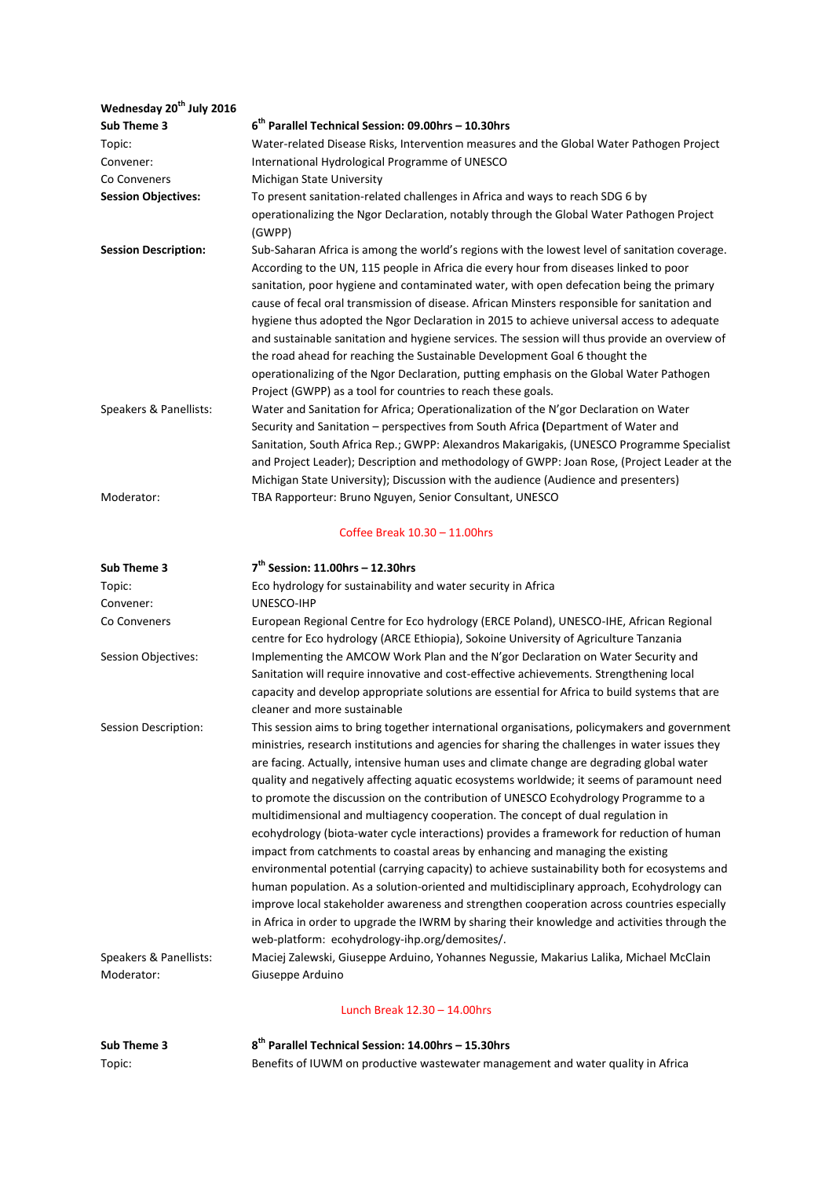**Wednesday 20th July 2016**

**Sub Theme 3** — **6th Parallel Technical Session: 09.00hrs – 10.30hrs**

Topic: Water-related Disease Risks, Intervention measures and the Global Water Pathogen Project

Convener: International Hydrological Programme of UNESCO

Co Conveners: Michigan State University

**Session Objectives:** To present sanitation-related challenges in Africa and ways to reach SDG 6 by operationalizing the Ngor Declaration, notably through the Global Water Pathogen Project (GWPP)

**Session Description:** Sub-Saharan Africa is among the world's regions with the lowest level of sanitation coverage. According to the UN, 115 people in Africa die every hour from diseases linked to poor sanitation, poor hygiene and contaminated water, with open defecation being the primary cause of fecal oral transmission of disease. African Minsters responsible for sanitation and hygiene thus adopted the Ngor Declaration in 2015 to achieve universal access to adequate and sustainable sanitation and hygiene services. The session will thus provide an overview of the road ahead for reaching the Sustainable Development Goal 6 thought the operationalizing of the Ngor Declaration, putting emphasis on the Global Water Pathogen Project (GWPP) as a tool for countries to reach these goals.

Speakers & Panellists: Water and Sanitation for Africa; Operationalization of the N'gor Declaration on Water Security and Sanitation – perspectives from South Africa **(**Department of Water and Sanitation, South Africa Rep.; GWPP: Alexandros Makarigakis, (UNESCO Programme Specialist and Project Leader); Description and methodology of GWPP: Joan Rose, (Project Leader at the Michigan State University); Discussion with the audience (Audience and presenters)

Moderator: TBA Rapporteur: Bruno Nguyen, Senior Consultant, UNESCO

Coffee Break 10.30 – 11.00hrs

**Sub Theme 3** — **7th Session: 11.00hrs – 12.30hrs**

Topic: Eco hydrology for sustainability and water security in Africa

Convener: UNESCO-IHP

Co Conveners: European Regional Centre for Eco hydrology (ERCE Poland), UNESCO-IHE, African Regional centre for Eco hydrology (ARCE Ethiopia), Sokoine University of Agriculture Tanzania

Session Objectives: Implementing the AMCOW Work Plan and the N'gor Declaration on Water Security and Sanitation will require innovative and cost-effective achievements. Strengthening local capacity and develop appropriate solutions are essential for Africa to build systems that are cleaner and more sustainable

Session Description: This session aims to bring together international organisations, policymakers and government ministries, research institutions and agencies for sharing the challenges in water issues they are facing. Actually, intensive human uses and climate change are degrading global water quality and negatively affecting aquatic ecosystems worldwide; it seems of paramount need to promote the discussion on the contribution of UNESCO Ecohydrology Programme to a multidimensional and multiagency cooperation. The concept of dual regulation in ecohydrology (biota-water cycle interactions) provides a framework for reduction of human impact from catchments to coastal areas by enhancing and managing the existing environmental potential (carrying capacity) to achieve sustainability both for ecosystems and human population. As a solution-oriented and multidisciplinary approach, Ecohydrology can improve local stakeholder awareness and strengthen cooperation across countries especially in Africa in order to upgrade the IWRM by sharing their knowledge and activities through the web-platform: ecohydrology-ihp.org/demosites/.

Speakers & Panellists: Maciej Zalewski, Giuseppe Arduino, Yohannes Negussie, Makarius Lalika, Michael McClain

Moderator: Giuseppe Arduino

Lunch Break 12.30 – 14.00hrs

**Sub Theme 3** — **8th Parallel Technical Session: 14.00hrs – 15.30hrs**

Topic: Benefits of IUWM on productive wastewater management and water quality in Africa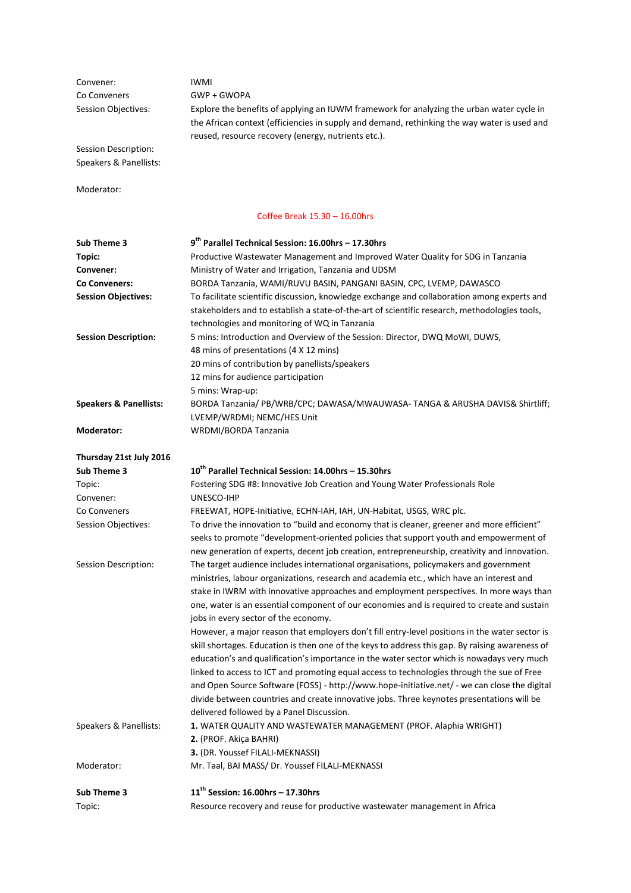Convener: IWMI

Co Conveners GWP + GWOPA

Session Objectives: Explore the benefits of applying an IUWM framework for analyzing the urban water cycle in the African context (efficiencies in supply and demand, rethinking the way water is used and reused, resource recovery (energy, nutrients etc.).

Session Description:

Speakers & Panellists:

Moderator:

Coffee Break 15.30 – 16.00hrs

**Sub Theme 3** — **9th Parallel Technical Session: 16.00hrs – 17.30hrs**

**Topic:** Productive Wastewater Management and Improved Water Quality for SDG in Tanzania

**Convener:** Ministry of Water and Irrigation, Tanzania and UDSM

**Co Conveners:** BORDA Tanzania, WAMI/RUVU BASIN, PANGANI BASIN, CPC, LVEMP, DAWASCO

**Session Objectives:** To facilitate scientific discussion, knowledge exchange and collaboration among experts and stakeholders and to establish a state-of-the-art of scientific research, methodologies tools, technologies and monitoring of WQ in Tanzania

**Session Description:**
5 mins: Introduction and Overview of the Session: Director, DWQ MoWI, DUWS,
48 mins of presentations (4 X 12 mins)
20 mins of contribution by panellists/speakers
12 mins for audience participation
5 mins: Wrap-up:

**Speakers & Panellists:** BORDA Tanzania/ PB/WRB/CPC; DAWASA/MWAUWASA- TANGA & ARUSHA DAVIS& Shirtliff; LVEMP/WRDMI; NEMC/HES Unit

**Moderator:** WRDMI/BORDA Tanzania

**Thursday 21st July 2016**

**Sub Theme 3** — **10th Parallel Technical Session: 14.00hrs – 15.30hrs**

Topic: Fostering SDG #8: Innovative Job Creation and Young Water Professionals Role

Convener: UNESCO-IHP

Co Conveners FREEWAT, HOPE-Initiative, ECHN-IAH, IAH, UN-Habitat, USGS, WRC plc.

Session Objectives: To drive the innovation to "build and economy that is cleaner, greener and more efficient" seeks to promote "development-oriented policies that support youth and empowerment of new generation of experts, decent job creation, entrepreneurship, creativity and innovation.

Session Description: The target audience includes international organisations, policymakers and government ministries, labour organizations, research and academia etc., which have an interest and stake in IWRM with innovative approaches and employment perspectives. In more ways than one, water is an essential component of our economies and is required to create and sustain jobs in every sector of the economy.

However, a major reason that employers don't fill entry-level positions in the water sector is skill shortages. Education is then one of the keys to address this gap. By raising awareness of education's and qualification's importance in the water sector which is nowadays very much linked to access to ICT and promoting equal access to technologies through the sue of Free and Open Source Software (FOSS) - http://www.hope-initiative.net/ - we can close the digital divide between countries and create innovative jobs. Three keynotes presentations will be delivered followed by a Panel Discussion.

Speakers & Panellists:
**1.** WATER QUALITY AND WASTEWATER MANAGEMENT (PROF. Alaphia WRIGHT)
**2.** (PROF. Akiça BAHRI)
**3.** (DR. Youssef FILALI-MEKNASSI)

Moderator: Mr. Taal, BAI MASS/ Dr. Youssef FILALI-MEKNASSI

**Sub Theme 3** — **11th Session: 16.00hrs – 17.30hrs**

Topic: Resource recovery and reuse for productive wastewater management in Africa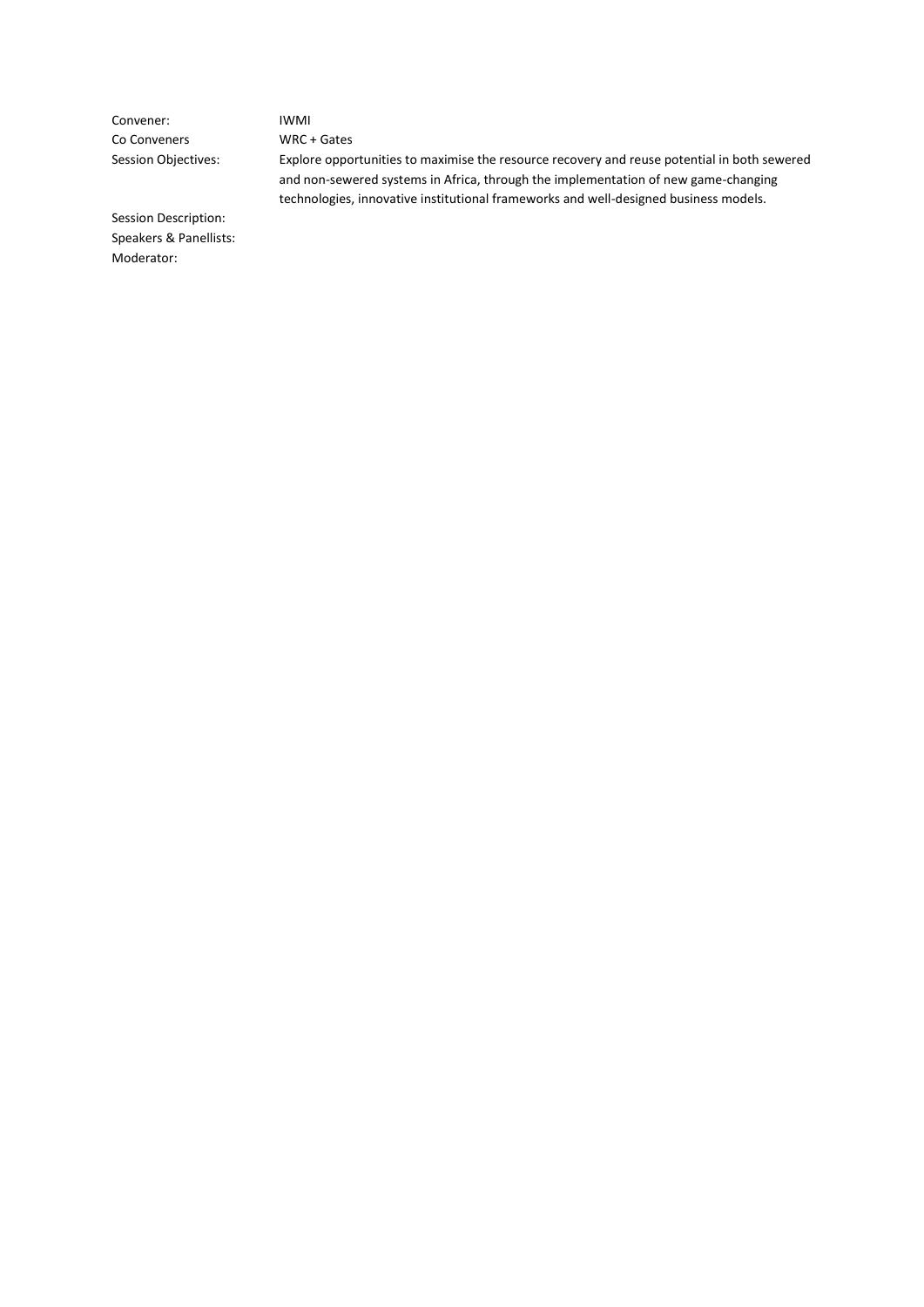| | |
|---|---|
| Convener: | IWMI |
| Co Conveners | WRC + Gates |
| Session Objectives: | Explore opportunities to maximise the resource recovery and reuse potential in both sewered and non-sewered systems in Africa, through the implementation of new game-changing technologies, innovative institutional frameworks and well-designed business models. |
| Session Description: | |
| Speakers & Panellists: | |
| Moderator: | |